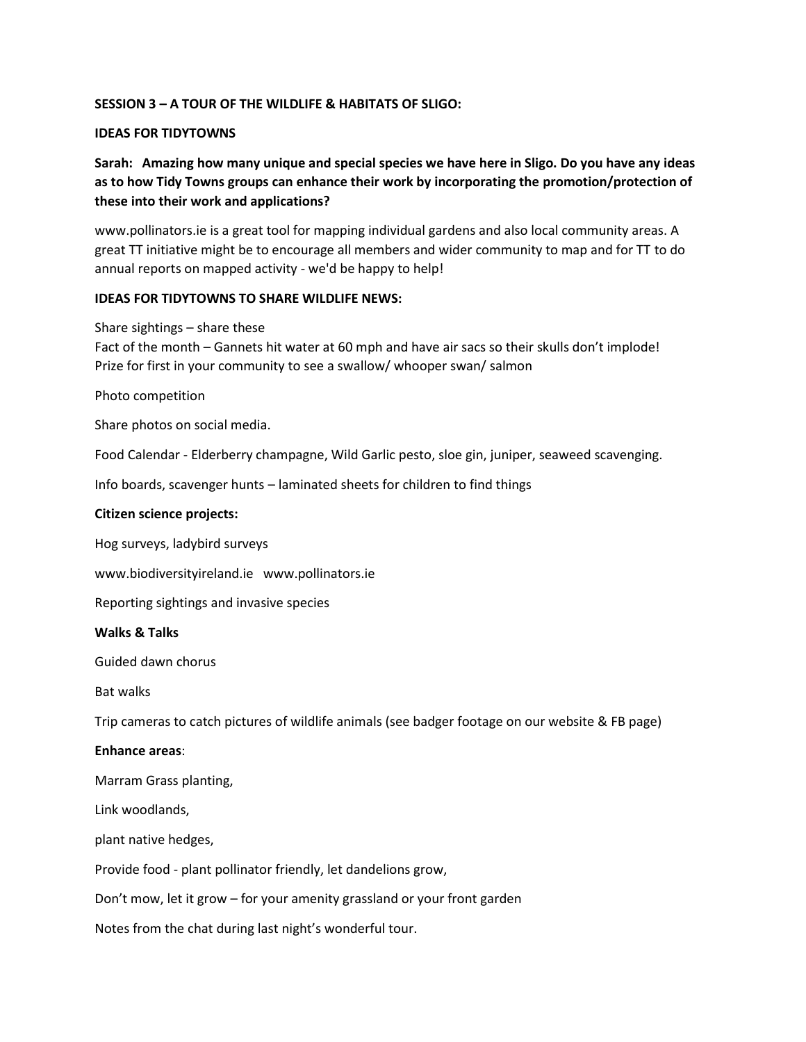**SESSION 3 – A TOUR OF THE WILDLIFE & HABITATS OF SLIGO:**

**IDEAS FOR TIDYTOWNS**

**Sarah: Amazing how many unique and special species we have here in Sligo. Do you have any ideas as to how Tidy Towns groups can enhance their work by incorporating the promotion/protection of these into their work and applications?**

www.pollinators.ie is a great tool for mapping individual gardens and also local community areas. A great TT initiative might be to encourage all members and wider community to map and for TT to do annual reports on mapped activity - we'd be happy to help!

**IDEAS FOR TIDYTOWNS TO SHARE WILDLIFE NEWS:**

Share sightings – share these
Fact of the month – Gannets hit water at 60 mph and have air sacs so their skulls don't implode!
Prize for first in your community to see a swallow/ whooper swan/ salmon

Photo competition

Share photos on social media.

Food Calendar - Elderberry champagne, Wild Garlic pesto, sloe gin, juniper, seaweed scavenging.

Info boards, scavenger hunts – laminated sheets for children to find things

**Citizen science projects:**

Hog surveys, ladybird surveys

www.biodiversityireland.ie www.pollinators.ie

Reporting sightings and invasive species

**Walks & Talks**

Guided dawn chorus

Bat walks

Trip cameras to catch pictures of wildlife animals (see badger footage on our website & FB page)

**Enhance areas**:

Marram Grass planting,

Link woodlands,

plant native hedges,

Provide food - plant pollinator friendly, let dandelions grow,

Don't mow, let it grow – for your amenity grassland or your front garden

Notes from the chat during last night's wonderful tour.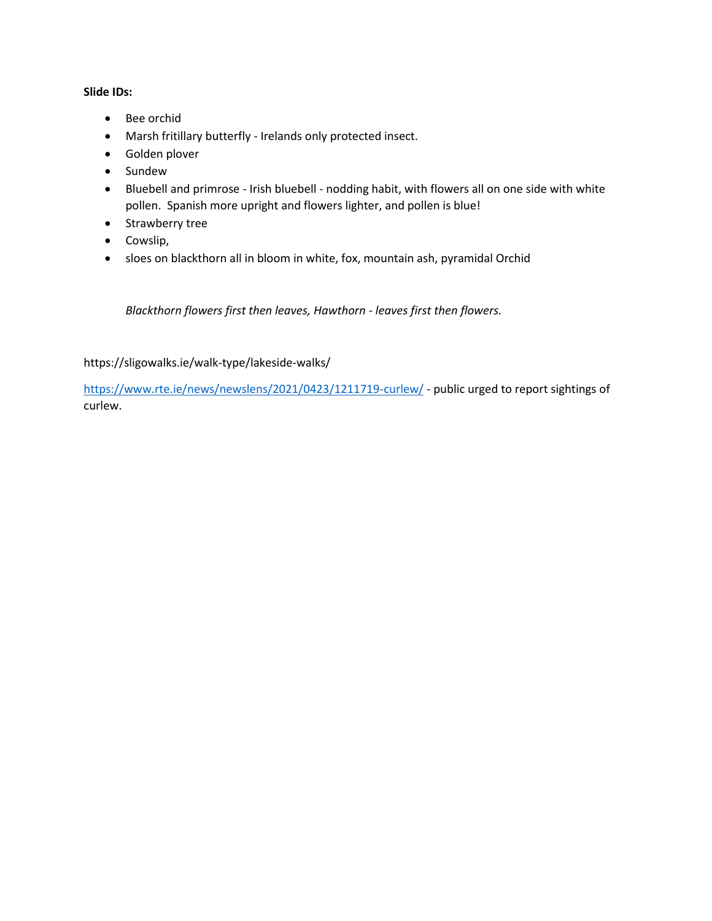**Slide IDs:**

- Bee orchid
- Marsh fritillary butterfly - Irelands only protected insect.
- Golden plover
- Sundew
- Bluebell and primrose - Irish bluebell - nodding habit, with flowers all on one side with white pollen.  Spanish more upright and flowers lighter, and pollen is blue!
- Strawberry tree
- Cowslip,
- sloes on blackthorn all in bloom in white, fox, mountain ash, pyramidal Orchid

*Blackthorn flowers first then leaves, Hawthorn - leaves first then flowers.*

https://sligowalks.ie/walk-type/lakeside-walks/

https://www.rte.ie/news/newslens/2021/0423/1211719-curlew/ - public urged to report sightings of curlew.